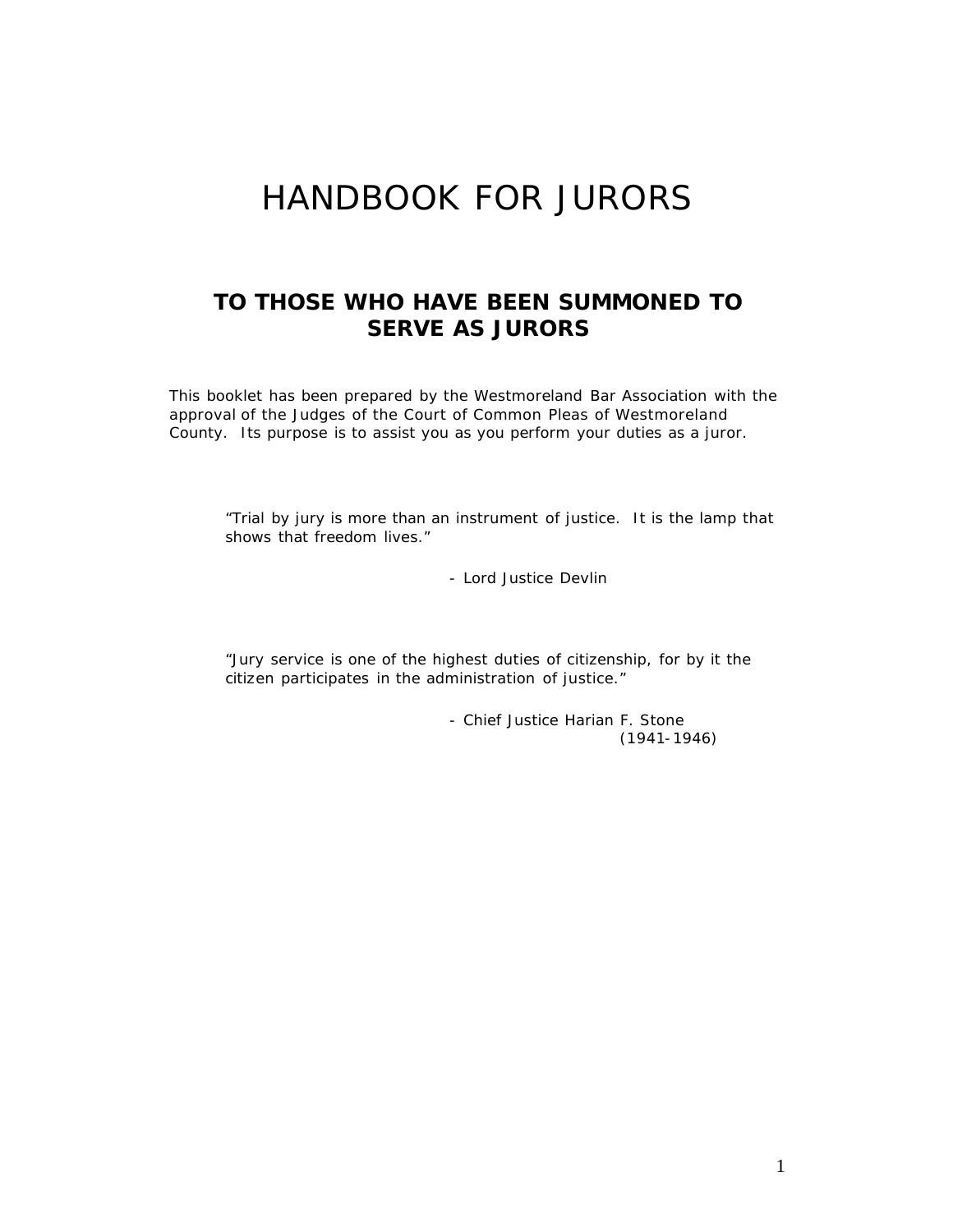# HANDBOOK FOR JURORS

## TO THOSE WHO HAVE BEEN SUMMONED TO SERVE AS JURORS

This booklet has been prepared by the Westmoreland Bar Association with the approval of the Judges of the Court of Common Pleas of Westmoreland County. Its purpose is to assist you as you perform your duties as a juror.

> "Trial by jury is more than an instrument of justice. It is the lamp that shows that freedom lives."
>
> \- Lord Justice Devlin

> "Jury service is one of the highest duties of citizenship, for by it the citizen participates in the administration of justice."
>
> \- Chief Justice Harian F. Stone
> (1941-1946)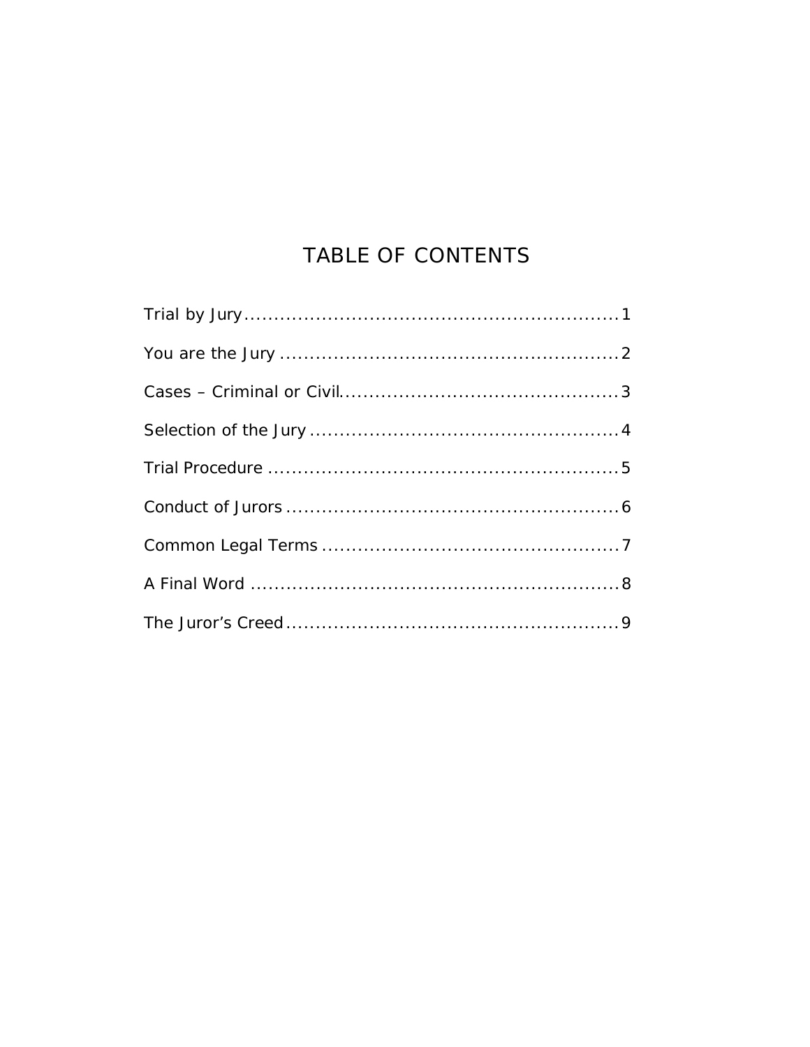# TABLE OF CONTENTS

Trial by Jury ............................................................... 1

You are the Jury ......................................................... 2

Cases – Criminal or Civil............................................... 3

Selection of the Jury .................................................... 4

Trial Procedure ........................................................... 5

Conduct of Jurors ........................................................ 6

Common Legal Terms .................................................. 7

A Final Word .............................................................. 8

The Juror's Creed ........................................................ 9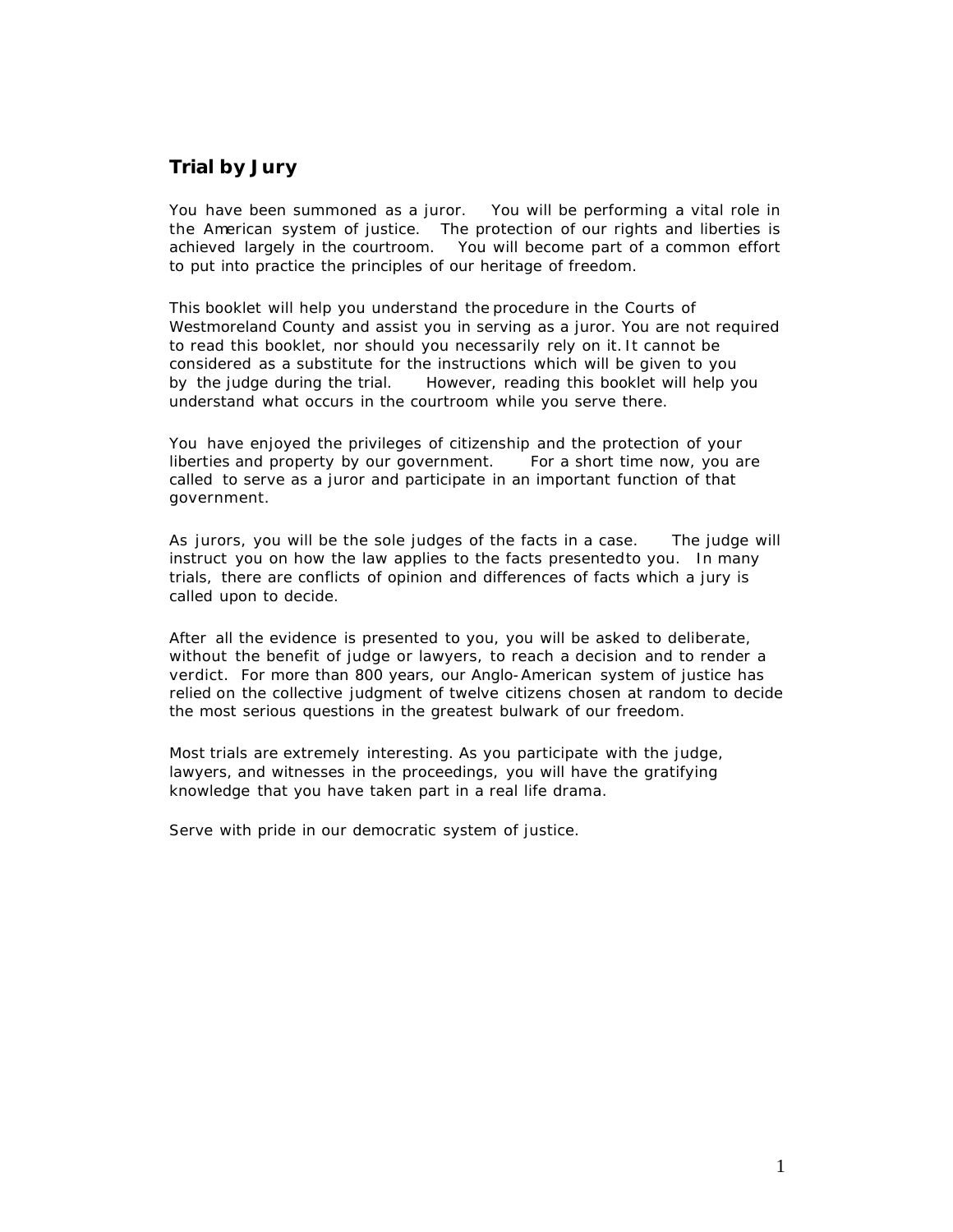## Trial by Jury

You have been summoned as a juror. You will be performing a vital role in the American system of justice. The protection of our rights and liberties is achieved largely in the courtroom. You will become part of a common effort to put into practice the principles of our heritage of freedom.

This booklet will help you understand the procedure in the Courts of Westmoreland County and assist you in serving as a juror. You are not required to read this booklet, nor should you necessarily rely on it. It cannot be considered as a substitute for the instructions which will be given to you by the judge during the trial. However, reading this booklet will help you understand what occurs in the courtroom while you serve there.

You have enjoyed the privileges of citizenship and the protection of your liberties and property by our government. For a short time now, you are called to serve as a juror and participate in an important function of that government.

As jurors, you will be the sole judges of the facts in a case. The judge will instruct you on how the law applies to the facts presented to you. In many trials, there are conflicts of opinion and differences of facts which a jury is called upon to decide.

After all the evidence is presented to you, you will be asked to deliberate, without the benefit of judge or lawyers, to reach a decision and to render a verdict. For more than 800 years, our Anglo-American system of justice has relied on the collective judgment of twelve citizens chosen at random to decide the most serious questions in the greatest bulwark of our freedom.

Most trials are extremely interesting. As you participate with the judge, lawyers, and witnesses in the proceedings, you will have the gratifying knowledge that you have taken part in a real life drama.

Serve with pride in our democratic system of justice.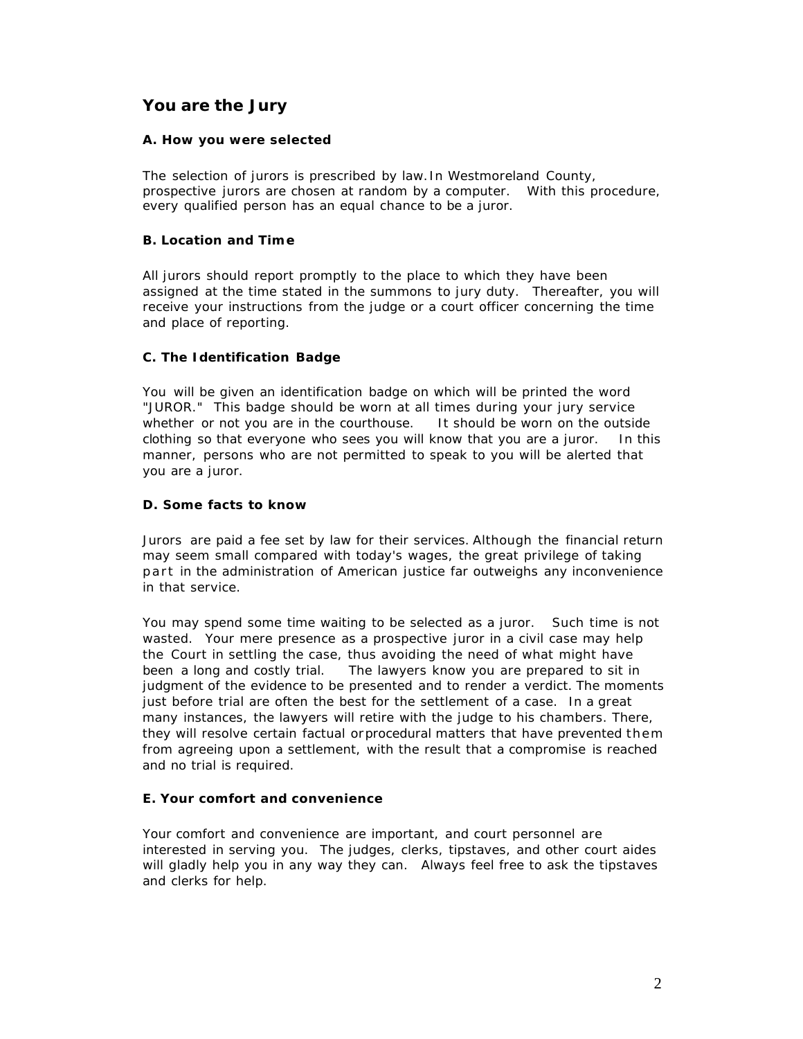## You are the Jury

### A. How you were selected

The selection of jurors is prescribed by law. In Westmoreland County, prospective jurors are chosen at random by a computer. With this procedure, every qualified person has an equal chance to be a juror.

### B. Location and Time

All jurors should report promptly to the place to which they have been assigned at the time stated in the summons to jury duty. Thereafter, you will receive your instructions from the judge or a court officer concerning the time and place of reporting.

### C. The Identification Badge

You will be given an identification badge on which will be printed the word "JUROR." This badge should be worn at all times during your jury service whether or not you are in the courthouse. It should be worn on the outside clothing so that everyone who sees you will know that you are a juror. In this manner, persons who are not permitted to speak to you will be alerted that you are a juror.

### D. Some facts to know

Jurors are paid a fee set by law for their services. Although the financial return may seem small compared with today's wages, the great privilege of taking part in the administration of American justice far outweighs any inconvenience in that service.

You may spend some time waiting to be selected as a juror. Such time is not wasted. Your mere presence as a prospective juror in a civil case may help the Court in settling the case, thus avoiding the need of what might have been a long and costly trial. The lawyers know you are prepared to sit in judgment of the evidence to be presented and to render a verdict. The moments just before trial are often the best for the settlement of a case. In a great many instances, the lawyers will retire with the judge to his chambers. There, they will resolve certain factual or procedural matters that have prevented them from agreeing upon a settlement, with the result that a compromise is reached and no trial is required.

### E. Your comfort and convenience

Your comfort and convenience are important, and court personnel are interested in serving you. The judges, clerks, tipstaves, and other court aides will gladly help you in any way they can. Always feel free to ask the tipstaves and clerks for help.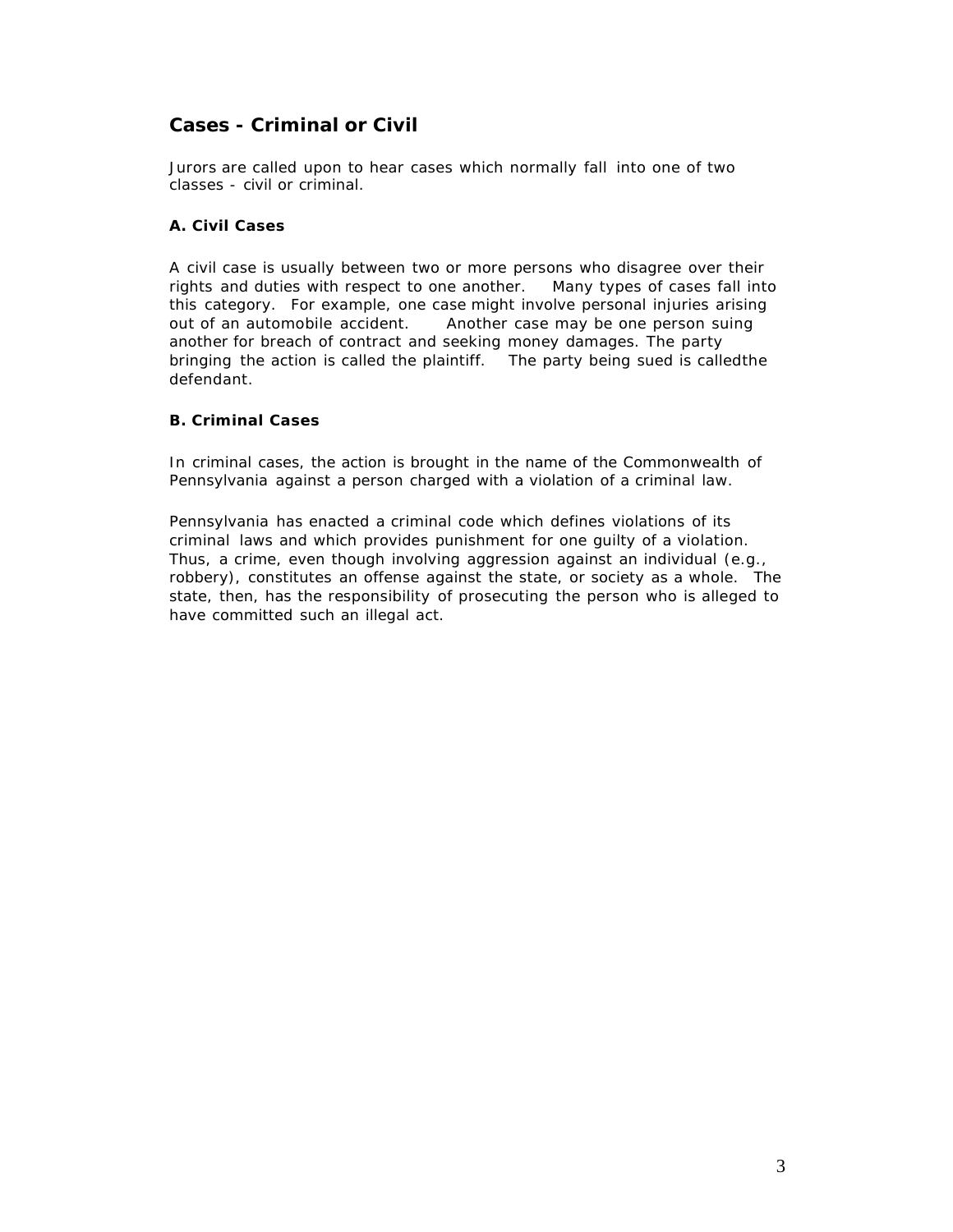## Cases - Criminal or Civil

Jurors are called upon to hear cases which normally fall into one of two classes - civil or criminal.

### A. Civil Cases

A civil case is usually between two or more persons who disagree over their rights and duties with respect to one another. Many types of cases fall into this category. For example, one case might involve personal injuries arising out of an automobile accident. Another case may be one person suing another for breach of contract and seeking money damages. The party bringing the action is called the plaintiff. The party being sued is calledthe defendant.

### B. Criminal Cases

In criminal cases, the action is brought in the name of the Commonwealth of Pennsylvania against a person charged with a violation of a criminal law.

Pennsylvania has enacted a criminal code which defines violations of its criminal laws and which provides punishment for one guilty of a violation. Thus, a crime, even though involving aggression against an individual (e.g., robbery), constitutes an offense against the state, or society as a whole. The state, then, has the responsibility of prosecuting the person who is alleged to have committed such an illegal act.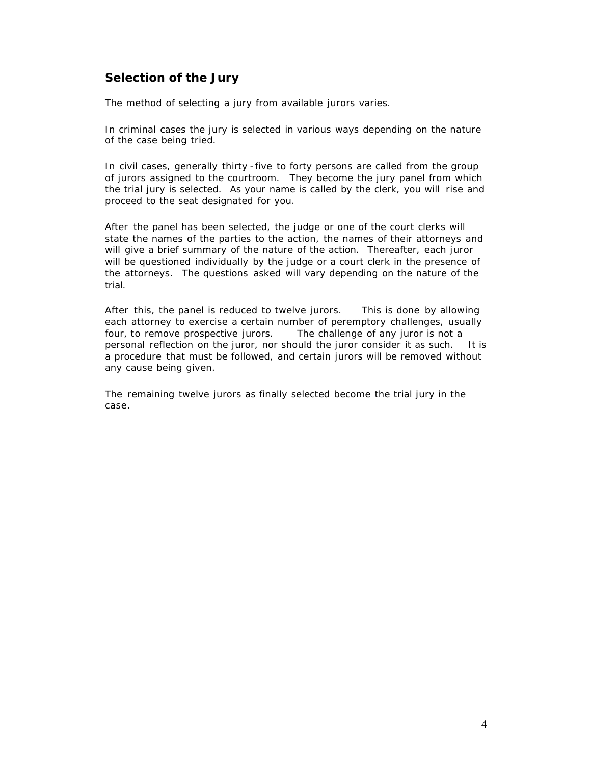## Selection of the Jury

The method of selecting a jury from available jurors varies.

In criminal cases the jury is selected in various ways depending on the nature of the case being tried.

In civil cases, generally thirty-five to forty persons are called from the group of jurors assigned to the courtroom. They become the jury panel from which the trial jury is selected. As your name is called by the clerk, you will rise and proceed to the seat designated for you.

After the panel has been selected, the judge or one of the court clerks will state the names of the parties to the action, the names of their attorneys and will give a brief summary of the nature of the action. Thereafter, each juror will be questioned individually by the judge or a court clerk in the presence of the attorneys. The questions asked will vary depending on the nature of the trial.

After this, the panel is reduced to twelve jurors. This is done by allowing each attorney to exercise a certain number of peremptory challenges, usually four, to remove prospective jurors. The challenge of any juror is not a personal reflection on the juror, nor should the juror consider it as such. It is a procedure that must be followed, and certain jurors will be removed without any cause being given.

The remaining twelve jurors as finally selected become the trial jury in the case.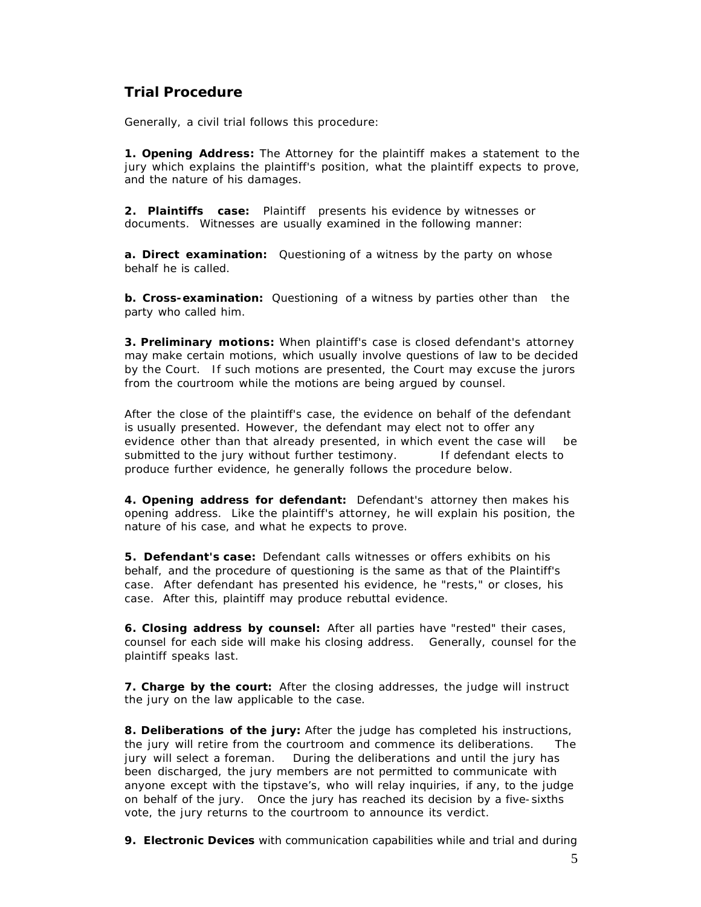## Trial Procedure

Generally, a civil trial follows this procedure:

**1. Opening Address:** The Attorney for the plaintiff makes a statement to the jury which explains the plaintiff's position, what the plaintiff expects to prove, and the nature of his damages.

**2. Plaintiffs case:** Plaintiff presents his evidence by witnesses or documents. Witnesses are usually examined in the following manner:

**a. Direct examination:** Questioning of a witness by the party on whose behalf he is called.

**b. Cross-examination:** Questioning of a witness by parties other than the party who called him.

**3. Preliminary motions:** When plaintiff's case is closed defendant's attorney may make certain motions, which usually involve questions of law to be decided by the Court. If such motions are presented, the Court may excuse the jurors from the courtroom while the motions are being argued by counsel.

After the close of the plaintiff's case, the evidence on behalf of the defendant is usually presented. However, the defendant may elect not to offer any evidence other than that already presented, in which event the case will be submitted to the jury without further testimony. If defendant elects to produce further evidence, he generally follows the procedure below.

**4. Opening address for defendant:** Defendant's attorney then makes his opening address. Like the plaintiff's attorney, he will explain his position, the nature of his case, and what he expects to prove.

**5. Defendant's case:** Defendant calls witnesses or offers exhibits on his behalf, and the procedure of questioning is the same as that of the Plaintiff's case. After defendant has presented his evidence, he "rests," or closes, his case. After this, plaintiff may produce rebuttal evidence.

**6. Closing address by counsel:** After all parties have "rested" their cases, counsel for each side will make his closing address. Generally, counsel for the plaintiff speaks last.

**7. Charge by the court:** After the closing addresses, the judge will instruct the jury on the law applicable to the case.

**8. Deliberations of the jury:** After the judge has completed his instructions, the jury will retire from the courtroom and commence its deliberations. The jury will select a foreman. During the deliberations and until the jury has been discharged, the jury members are not permitted to communicate with anyone except with the tipstave's, who will relay inquiries, if any, to the judge on behalf of the jury. Once the jury has reached its decision by a five-sixths vote, the jury returns to the courtroom to announce its verdict.

**9. Electronic Devices** with communication capabilities while and trial and during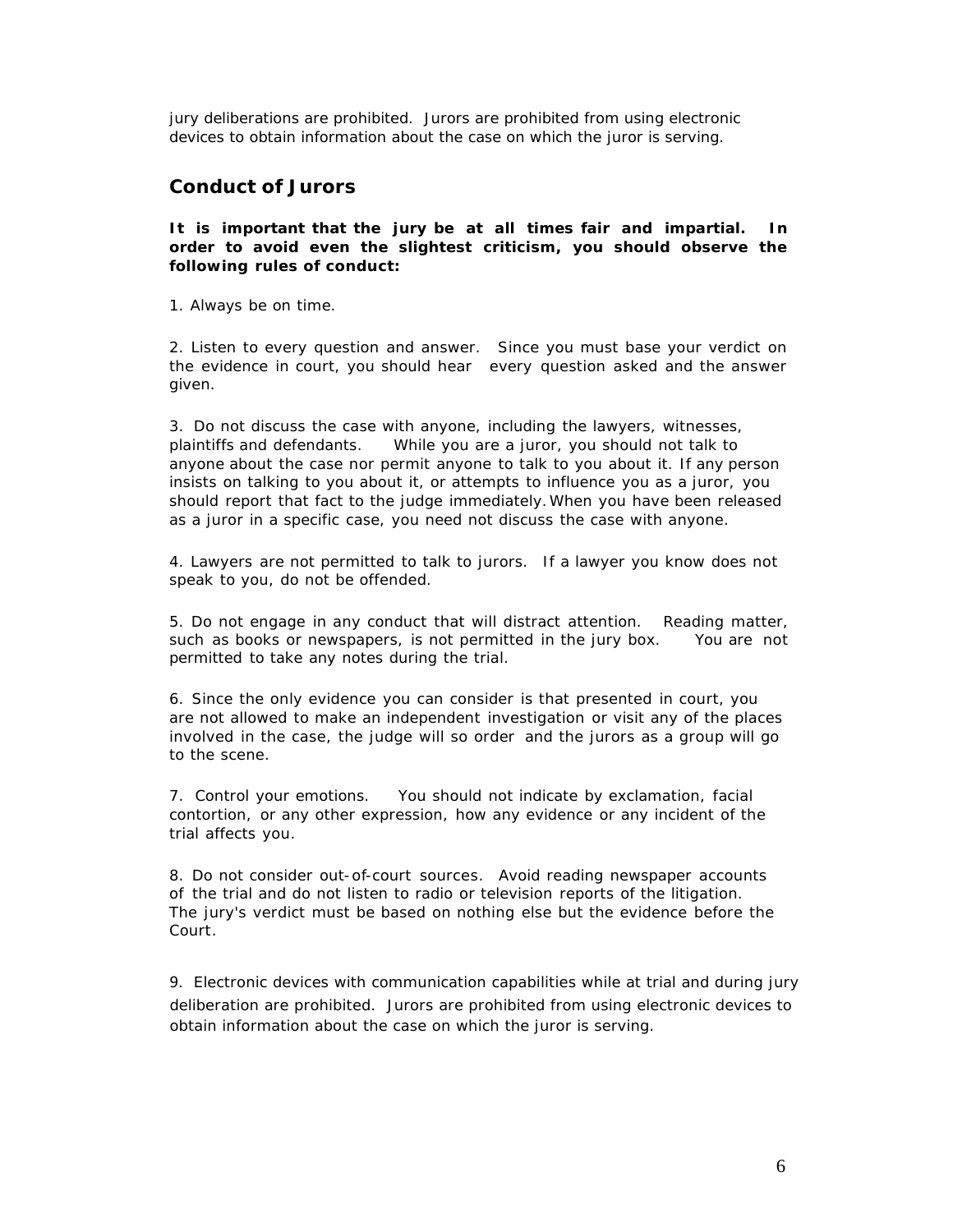jury deliberations are prohibited. Jurors are prohibited from using electronic devices to obtain information about the case on which the juror is serving.

## Conduct of Jurors

**It is important that the jury be at all times fair and impartial. In order to avoid even the slightest criticism, you should observe the following rules of conduct:**

1. Always be on time.

2. Listen to every question and answer. Since you must base your verdict on the evidence in court, you should hear every question asked and the answer given.

3. Do not discuss the case with anyone, including the lawyers, witnesses, plaintiffs and defendants. While you are a juror, you should not talk to anyone about the case nor permit anyone to talk to you about it. If any person insists on talking to you about it, or attempts to influence you as a juror, you should report that fact to the judge immediately. When you have been released as a juror in a specific case, you need not discuss the case with anyone.

4. Lawyers are not permitted to talk to jurors. If a lawyer you know does not speak to you, do not be offended.

5. Do not engage in any conduct that will distract attention. Reading matter, such as books or newspapers, is not permitted in the jury box. You are not permitted to take any notes during the trial.

6. Since the only evidence you can consider is that presented in court, you are not allowed to make an independent investigation or visit any of the places involved in the case, the judge will so order and the jurors as a group will go to the scene.

7. Control your emotions. You should not indicate by exclamation, facial contortion, or any other expression, how any evidence or any incident of the trial affects you.

8. Do not consider out-of-court sources. Avoid reading newspaper accounts of the trial and do not listen to radio or television reports of the litigation. The jury's verdict must be based on nothing else but the evidence before the Court.

9. Electronic devices with communication capabilities while at trial and during jury deliberation are prohibited. Jurors are prohibited from using electronic devices to obtain information about the case on which the juror is serving.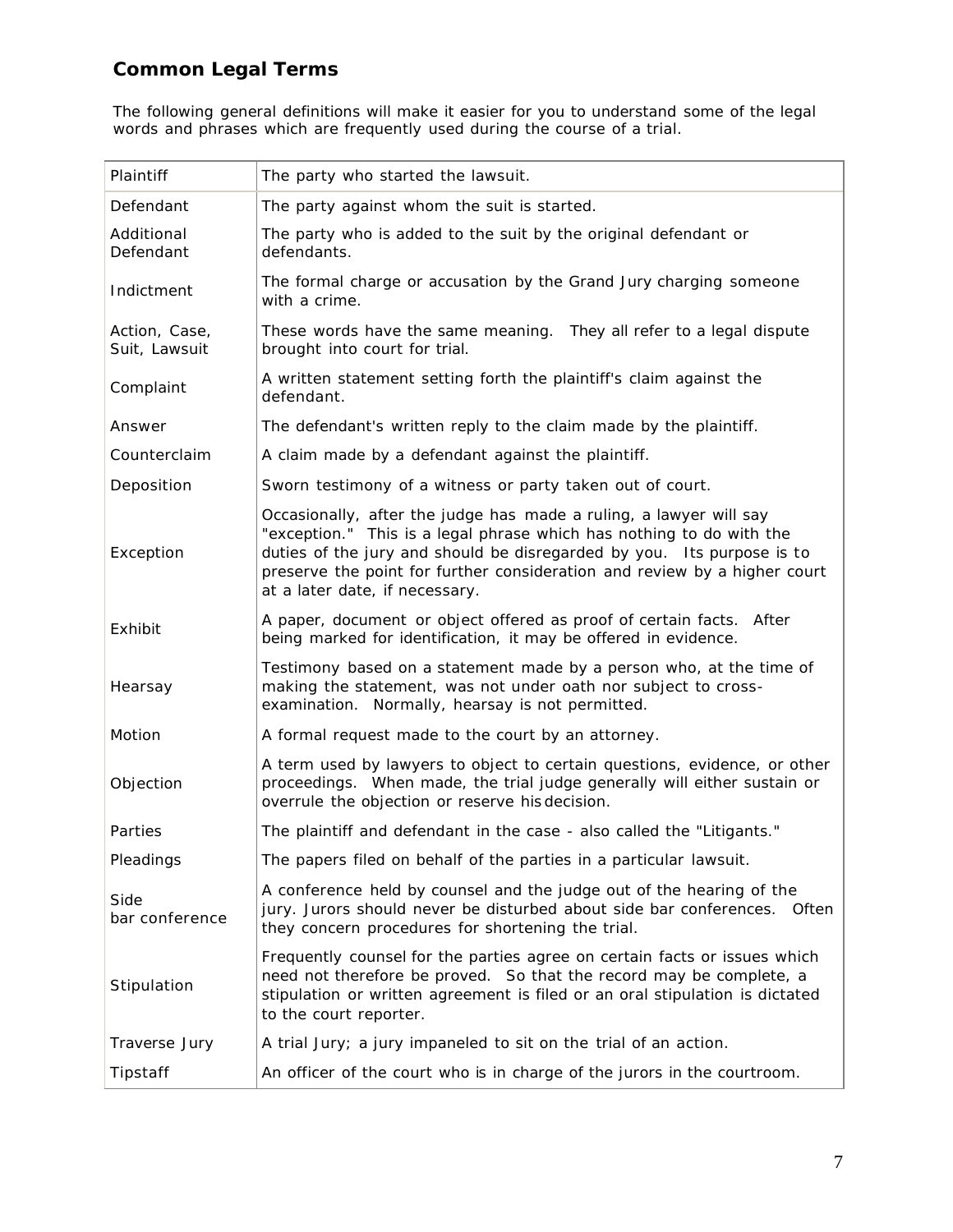## Common Legal Terms

The following general definitions will make it easier for you to understand some of the legal words and phrases which are frequently used during the course of a trial.

| Term | Definition |
|---|---|
| Plaintiff | The party who started the lawsuit. |
| Defendant | The party against whom the suit is started. |
| Additional Defendant | The party who is added to the suit by the original defendant or defendants. |
| Indictment | The formal charge or accusation by the Grand Jury charging someone with a crime. |
| Action, Case, Suit, Lawsuit | These words have the same meaning. They all refer to a legal dispute brought into court for trial. |
| Complaint | A written statement setting forth the plaintiff's claim against the defendant. |
| Answer | The defendant's written reply to the claim made by the plaintiff. |
| Counterclaim | A claim made by a defendant against the plaintiff. |
| Deposition | Sworn testimony of a witness or party taken out of court. |
| Exception | Occasionally, after the judge has made a ruling, a lawyer will say "exception." This is a legal phrase which has nothing to do with the duties of the jury and should be disregarded by you. Its purpose is to preserve the point for further consideration and review by a higher court at a later date, if necessary. |
| Exhibit | A paper, document or object offered as proof of certain facts. After being marked for identification, it may be offered in evidence. |
| Hearsay | Testimony based on a statement made by a person who, at the time of making the statement, was not under oath nor subject to cross-examination. Normally, hearsay is not permitted. |
| Motion | A formal request made to the court by an attorney. |
| Objection | A term used by lawyers to object to certain questions, evidence, or other proceedings. When made, the trial judge generally will either sustain or overrule the objection or reserve his decision. |
| Parties | The plaintiff and defendant in the case - also called the "Litigants." |
| Pleadings | The papers filed on behalf of the parties in a particular lawsuit. |
| Side bar conference | A conference held by counsel and the judge out of the hearing of the jury. Jurors should never be disturbed about side bar conferences. Often they concern procedures for shortening the trial. |
| Stipulation | Frequently counsel for the parties agree on certain facts or issues which need not therefore be proved. So that the record may be complete, a stipulation or written agreement is filed or an oral stipulation is dictated to the court reporter. |
| Traverse Jury | A trial Jury; a jury impaneled to sit on the trial of an action. |
| Tipstaff | An officer of the court who is in charge of the jurors in the courtroom. |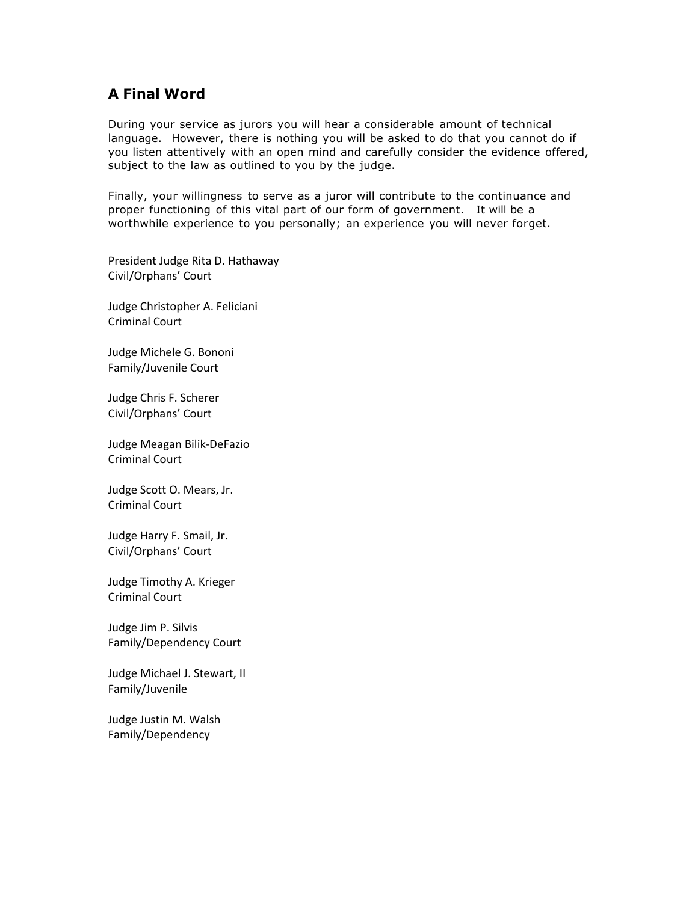## A Final Word

During your service as jurors you will hear a considerable amount of technical language. However, there is nothing you will be asked to do that you cannot do if you listen attentively with an open mind and carefully consider the evidence offered, subject to the law as outlined to you by the judge.

Finally, your willingness to serve as a juror will contribute to the continuance and proper functioning of this vital part of our form of government. It will be a worthwhile experience to you personally; an experience you will never forget.

President Judge Rita D. Hathaway
Civil/Orphans' Court

Judge Christopher A. Feliciani
Criminal Court

Judge Michele G. Bononi
Family/Juvenile Court

Judge Chris F. Scherer
Civil/Orphans' Court

Judge Meagan Bilik-DeFazio
Criminal Court

Judge Scott O. Mears, Jr.
Criminal Court

Judge Harry F. Smail, Jr.
Civil/Orphans' Court

Judge Timothy A. Krieger
Criminal Court

Judge Jim P. Silvis
Family/Dependency Court

Judge Michael J. Stewart, II
Family/Juvenile

Judge Justin M. Walsh
Family/Dependency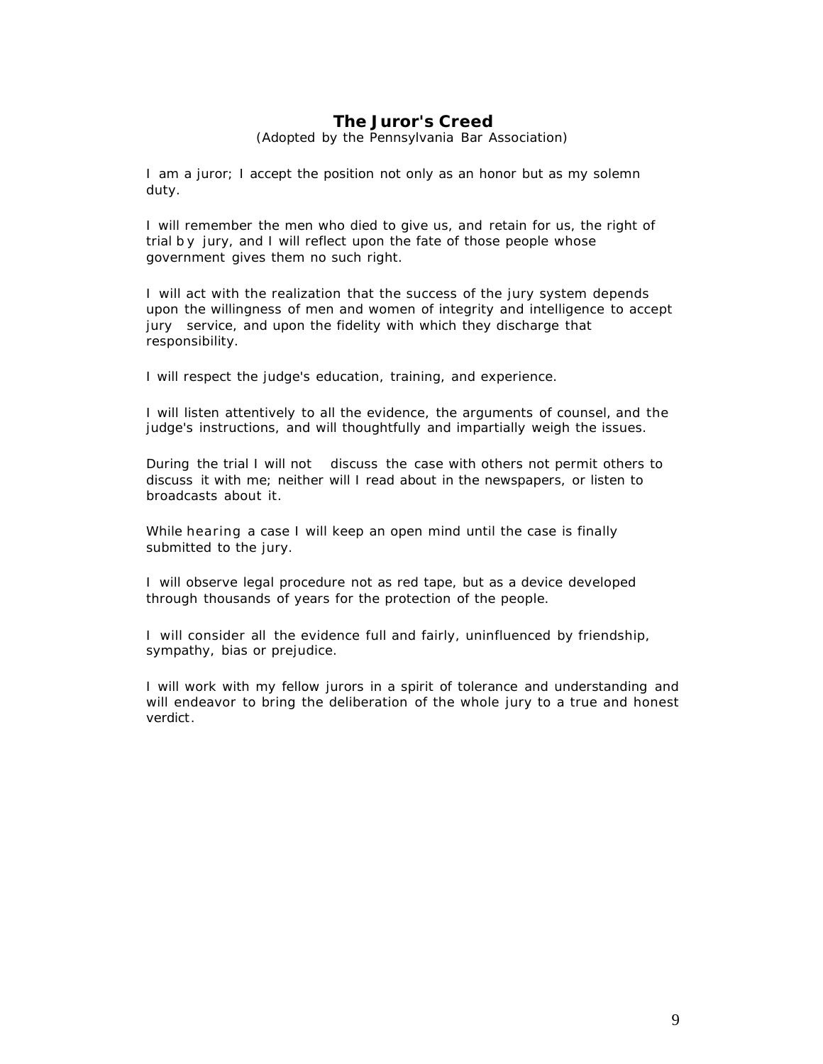# The Juror's Creed

*(Adopted by the Pennsylvania Bar Association)*

I am a juror; I accept the position not only as an honor but as my solemn duty.

I will remember the men who died to give us, and retain for us, the right of trial by jury, and I will reflect upon the fate of those people whose government gives them no such right.

I will act with the realization that the success of the jury system depends upon the willingness of men and women of integrity and intelligence to accept jury service, and upon the fidelity with which they discharge that responsibility.

I will respect the judge's education, training, and experience.

I will listen attentively to all the evidence, the arguments of counsel, and the judge's instructions, and will thoughtfully and impartially weigh the issues.

During the trial I will not discuss the case with others not permit others to discuss it with me; neither will I read about in the newspapers, or listen to broadcasts about it.

While hearing a case I will keep an open mind until the case is finally submitted to the jury.

I will observe legal procedure not as red tape, but as a device developed through thousands of years for the protection of the people.

I will consider all the evidence full and fairly, uninfluenced by friendship, sympathy, bias or prejudice.

I will work with my fellow jurors in a spirit of tolerance and understanding and will endeavor to bring the deliberation of the whole jury to a true and honest verdict.